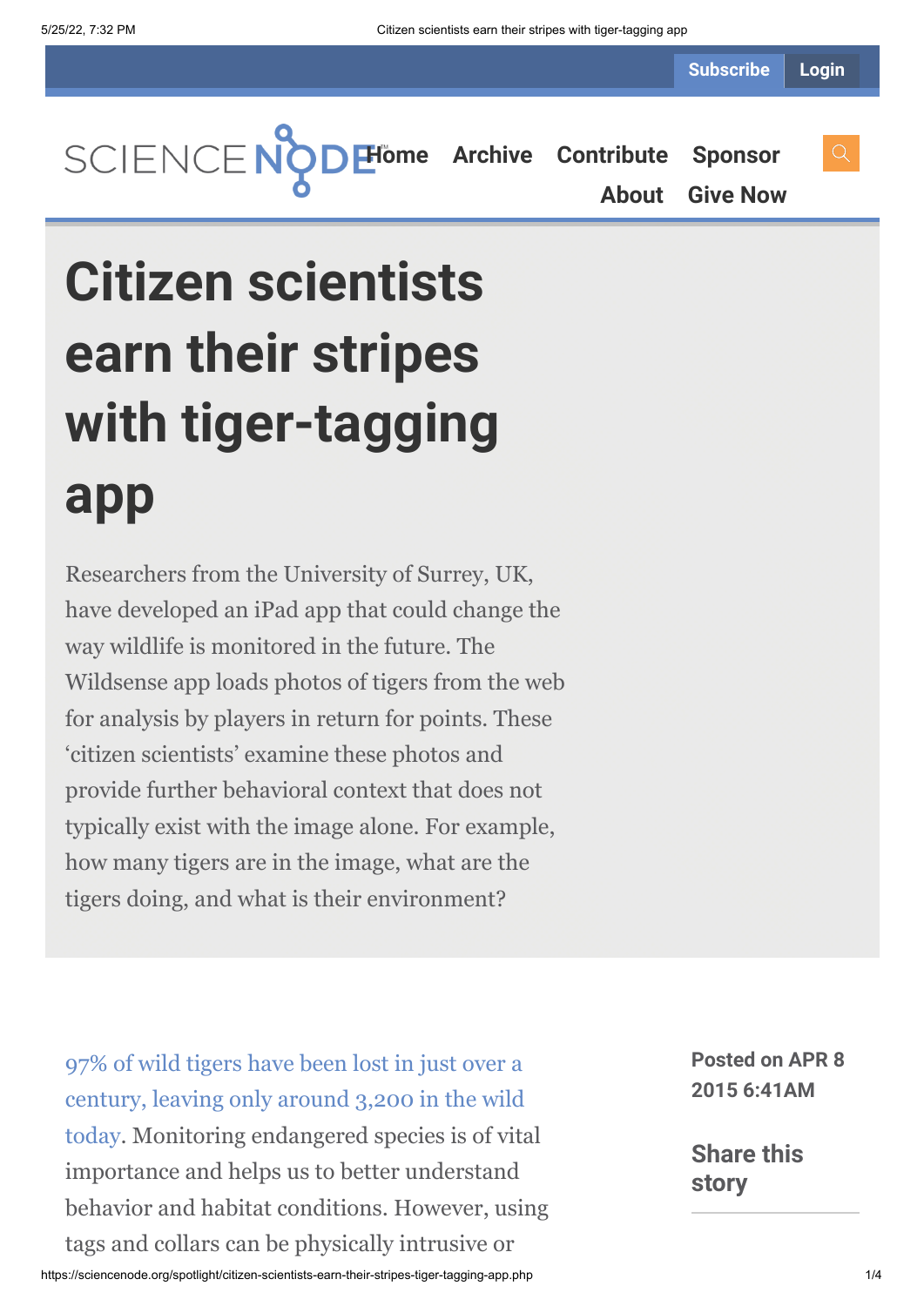Subscribe Login

SCIENCE NODE

Home Archive Contribute Sponsor About Give Now

# Citizen scientists earn their stripes with tiger-tagging app

Researchers from the University of Surrey, UK, have developed an iPad app that could change the way wildlife is monitored in the future. The Wildsense app loads photos of tigers from the web for analysis by players in return for points. These 'citizen scientists' examine these photos and provide further behavioral context that does not typically exist with the image alone. For example, how many tigers are in the image, what are the tigers doing, and what is their environment?

**Posted on APR 8 2015 6:41AM**

**Share this story**

97% of wild tigers have been lost in just over a century, leaving only around 3,200 in the wild today. Monitoring endangered species is of vital importance and helps us to better understand behavior and habitat conditions. However, using tags and collars can be physically intrusive or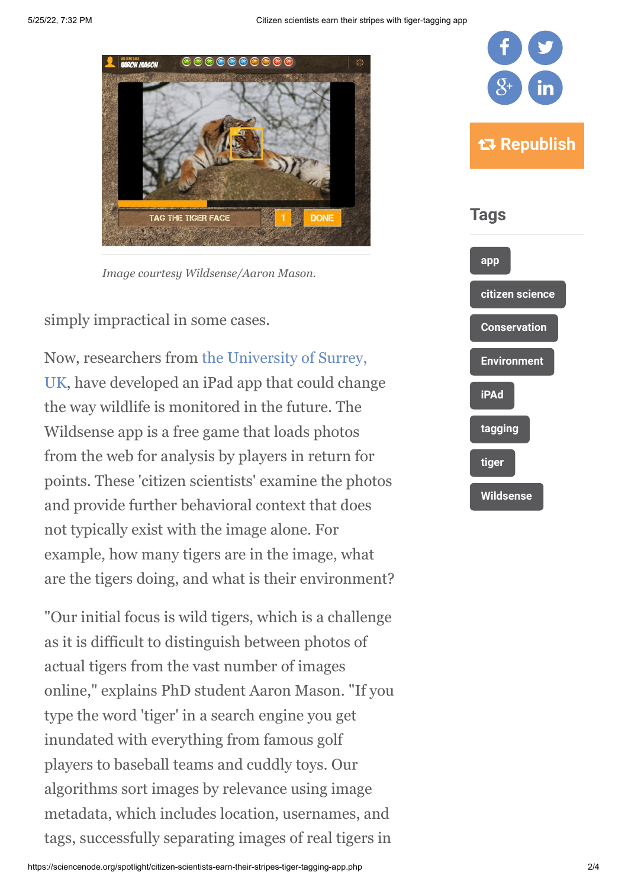*Image courtesy Wildsense/Aaron Mason.*

simply impractical in some cases.

Now, researchers from the University of Surrey, UK, have developed an iPad app that could change the way wildlife is monitored in the future. The Wildsense app is a free game that loads photos from the web for analysis by players in return for points. These 'citizen scientists' examine the photos and provide further behavioral context that does not typically exist with the image alone. For example, how many tigers are in the image, what are the tigers doing, and what is their environment?

"Our initial focus is wild tigers, which is a challenge as it is difficult to distinguish between photos of actual tigers from the vast number of images online," explains PhD student Aaron Mason. "If you type the word 'tiger' in a search engine you get inundated with everything from famous golf players to baseball teams and cuddly toys. Our algorithms sort images by relevance using image metadata, which includes location, usernames, and tags, successfully separating images of real tigers in

## Tags

- app
- citizen science
- Conservation
- Environment
- iPAd
- tagging
- tiger
- Wildsense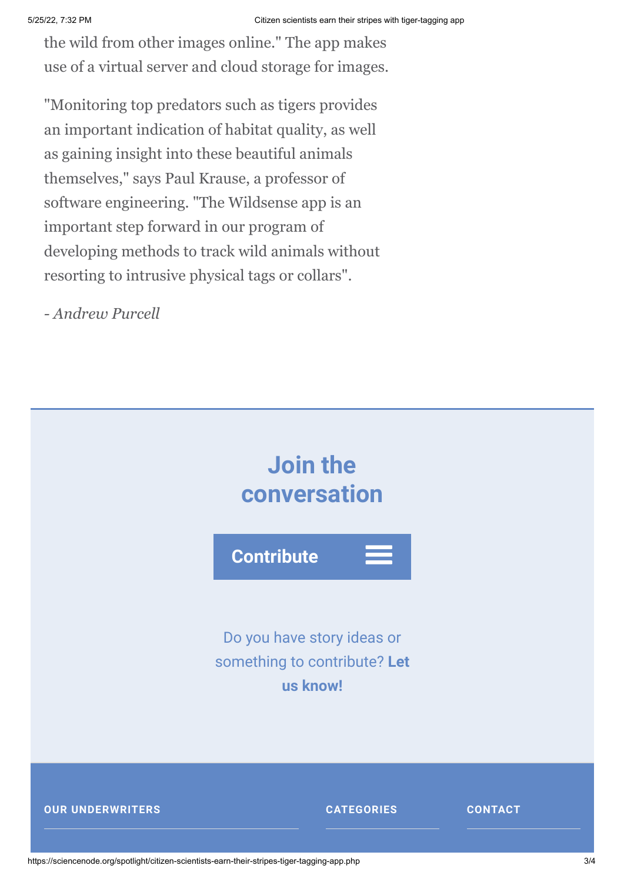the wild from other images online." The app makes use of a virtual server and cloud storage for images.

"Monitoring top predators such as tigers provides an important indication of habitat quality, as well as gaining insight into these beautiful animals themselves," says Paul Krause, a professor of software engineering. "The Wildsense app is an important step forward in our program of developing methods to track wild animals without resorting to intrusive physical tags or collars".

*- Andrew Purcell*

## Join the conversation

**Contribute**

Do you have story ideas or something to contribute? **Let us know!**

**OUR UNDERWRITERS**

**CATEGORIES**

**CONTACT**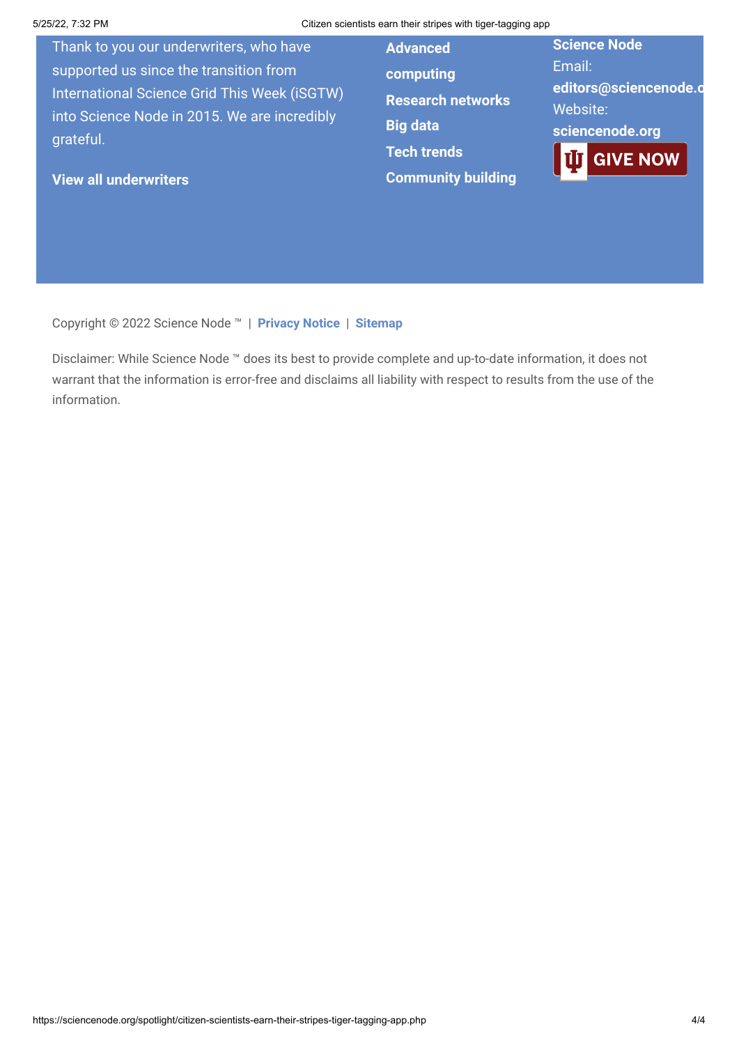Thank to you our underwriters, who have supported us since the transition from International Science Grid This Week (iSGTW) into Science Node in 2015. We are incredibly grateful.

**View all underwriters**

**Advanced computing**

**Research networks**

**Big data**

**Tech trends**

**Community building**

**Science Node**

Email: **editors@sciencenode.o**

Website: **sciencenode.org**

**GIVE NOW**

Copyright © 2022 Science Node ™ | **Privacy Notice** | **Sitemap**

Disclaimer: While Science Node ™ does its best to provide complete and up-to-date information, it does not warrant that the information is error-free and disclaims all liability with respect to results from the use of the information.